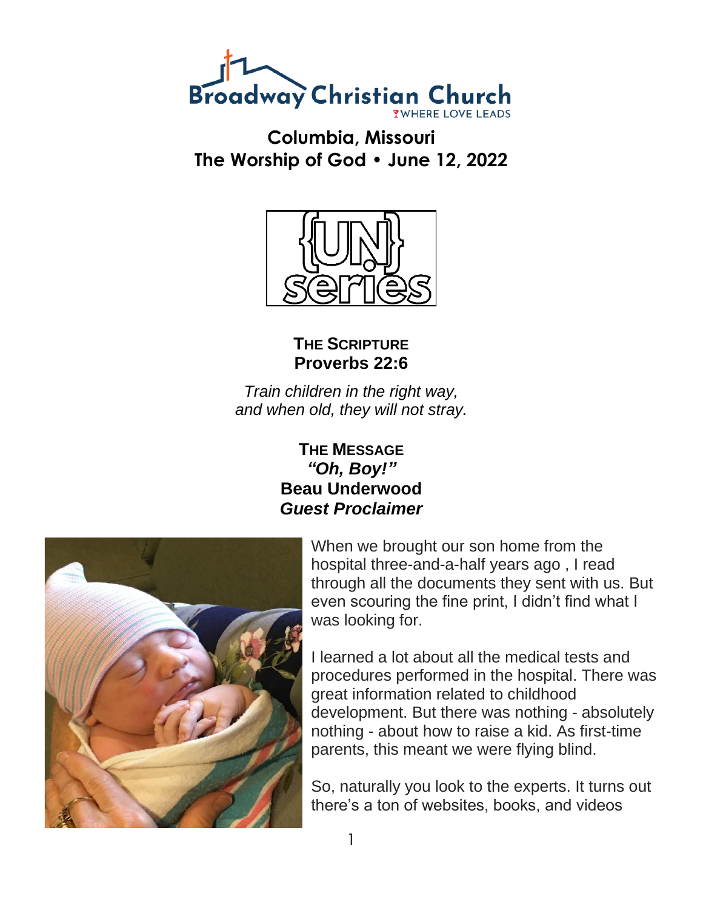# Broadway Christian Church

WHERE LOVE LEADS

## Columbia, Missouri
## The Worship of God • June 12, 2022

{UN} series

### THE SCRIPTURE
### Proverbs 22:6

*Train children in the right way,*
*and when old, they will not stray.*

### THE MESSAGE
### *"Oh, Boy!"*
### Beau Underwood
### *Guest Proclaimer*

When we brought our son home from the hospital three-and-a-half years ago , I read through all the documents they sent with us. But even scouring the fine print, I didn't find what I was looking for.

I learned a lot about all the medical tests and procedures performed in the hospital. There was great information related to childhood development. But there was nothing - absolutely nothing - about how to raise a kid. As first-time parents, this meant we were flying blind.

So, naturally you look to the experts. It turns out there's a ton of websites, books, and videos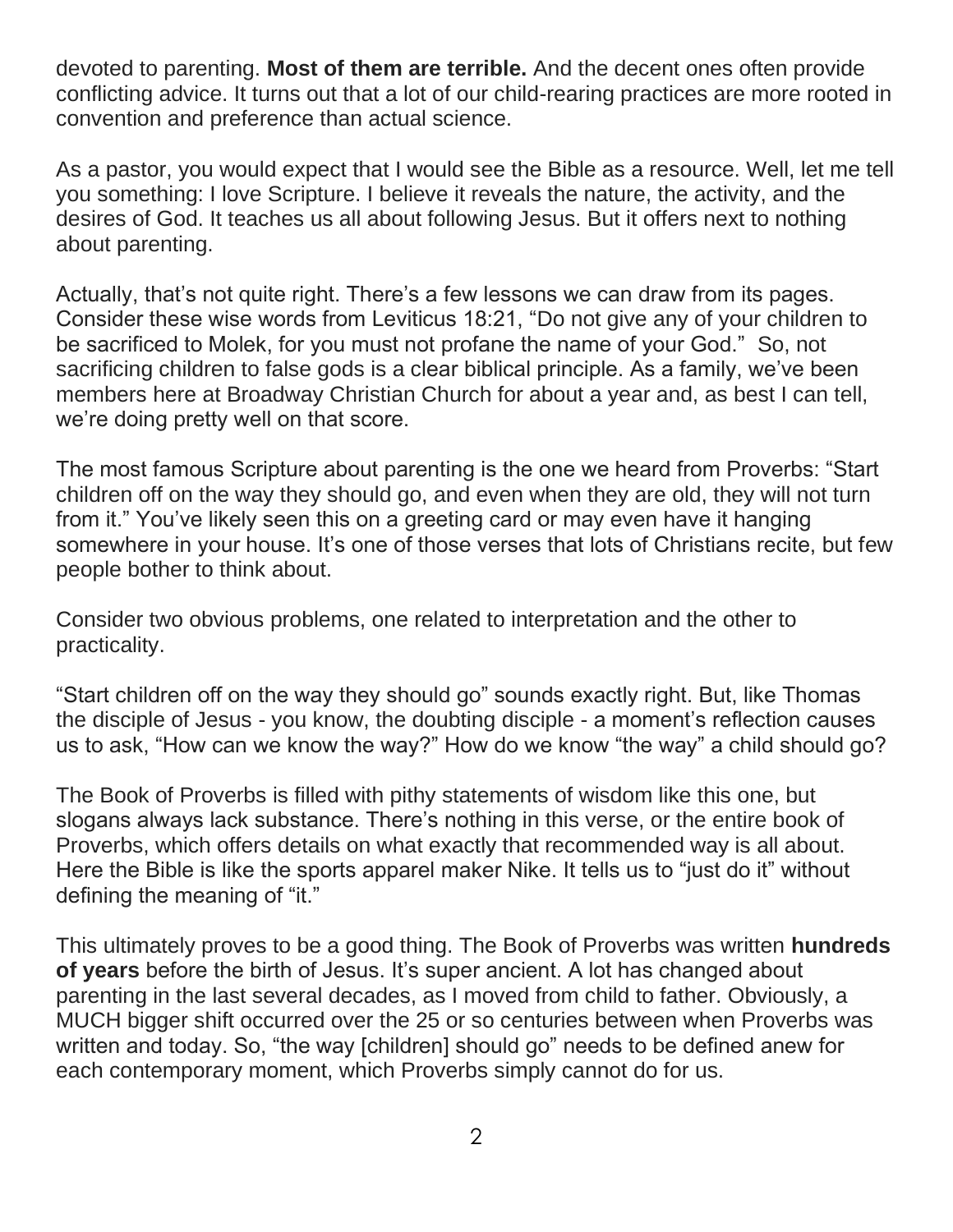devoted to parenting. **Most of them are terrible.** And the decent ones often provide conflicting advice. It turns out that a lot of our child-rearing practices are more rooted in convention and preference than actual science.

As a pastor, you would expect that I would see the Bible as a resource. Well, let me tell you something: I love Scripture. I believe it reveals the nature, the activity, and the desires of God. It teaches us all about following Jesus. But it offers next to nothing about parenting.

Actually, that's not quite right. There's a few lessons we can draw from its pages. Consider these wise words from Leviticus 18:21, "Do not give any of your children to be sacrificed to Molek, for you must not profane the name of your God." So, not sacrificing children to false gods is a clear biblical principle. As a family, we've been members here at Broadway Christian Church for about a year and, as best I can tell, we're doing pretty well on that score.

The most famous Scripture about parenting is the one we heard from Proverbs: "Start children off on the way they should go, and even when they are old, they will not turn from it." You've likely seen this on a greeting card or may even have it hanging somewhere in your house. It's one of those verses that lots of Christians recite, but few people bother to think about.

Consider two obvious problems, one related to interpretation and the other to practicality.

"Start children off on the way they should go" sounds exactly right. But, like Thomas the disciple of Jesus - you know, the doubting disciple - a moment's reflection causes us to ask, "How can we know the way?" How do we know "the way" a child should go?

The Book of Proverbs is filled with pithy statements of wisdom like this one, but slogans always lack substance. There's nothing in this verse, or the entire book of Proverbs, which offers details on what exactly that recommended way is all about. Here the Bible is like the sports apparel maker Nike. It tells us to "just do it" without defining the meaning of "it."

This ultimately proves to be a good thing. The Book of Proverbs was written **hundreds of years** before the birth of Jesus. It's super ancient. A lot has changed about parenting in the last several decades, as I moved from child to father. Obviously, a MUCH bigger shift occurred over the 25 or so centuries between when Proverbs was written and today. So, "the way [children] should go" needs to be defined anew for each contemporary moment, which Proverbs simply cannot do for us.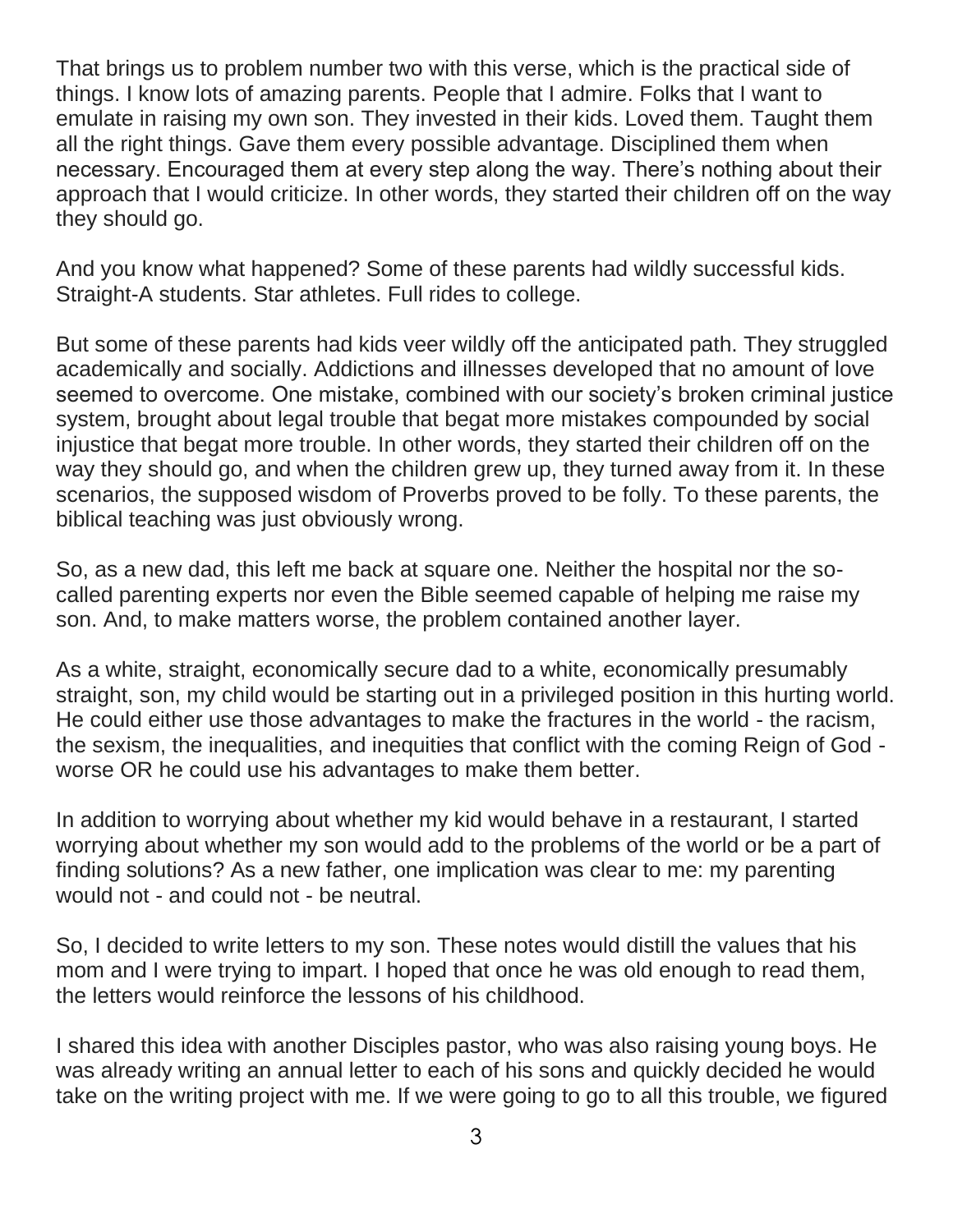That brings us to problem number two with this verse, which is the practical side of things. I know lots of amazing parents. People that I admire. Folks that I want to emulate in raising my own son. They invested in their kids. Loved them. Taught them all the right things. Gave them every possible advantage. Disciplined them when necessary. Encouraged them at every step along the way. There's nothing about their approach that I would criticize. In other words, they started their children off on the way they should go.

And you know what happened? Some of these parents had wildly successful kids. Straight-A students. Star athletes. Full rides to college.

But some of these parents had kids veer wildly off the anticipated path. They struggled academically and socially. Addictions and illnesses developed that no amount of love seemed to overcome. One mistake, combined with our society's broken criminal justice system, brought about legal trouble that begat more mistakes compounded by social injustice that begat more trouble. In other words, they started their children off on the way they should go, and when the children grew up, they turned away from it. In these scenarios, the supposed wisdom of Proverbs proved to be folly. To these parents, the biblical teaching was just obviously wrong.

So, as a new dad, this left me back at square one. Neither the hospital nor the so-called parenting experts nor even the Bible seemed capable of helping me raise my son. And, to make matters worse, the problem contained another layer.

As a white, straight, economically secure dad to a white, economically presumably straight, son, my child would be starting out in a privileged position in this hurting world. He could either use those advantages to make the fractures in the world - the racism, the sexism, the inequalities, and inequities that conflict with the coming Reign of God - worse OR he could use his advantages to make them better.

In addition to worrying about whether my kid would behave in a restaurant, I started worrying about whether my son would add to the problems of the world or be a part of finding solutions? As a new father, one implication was clear to me: my parenting would not - and could not - be neutral.

So, I decided to write letters to my son. These notes would distill the values that his mom and I were trying to impart. I hoped that once he was old enough to read them, the letters would reinforce the lessons of his childhood.

I shared this idea with another Disciples pastor, who was also raising young boys. He was already writing an annual letter to each of his sons and quickly decided he would take on the writing project with me. If we were going to go to all this trouble, we figured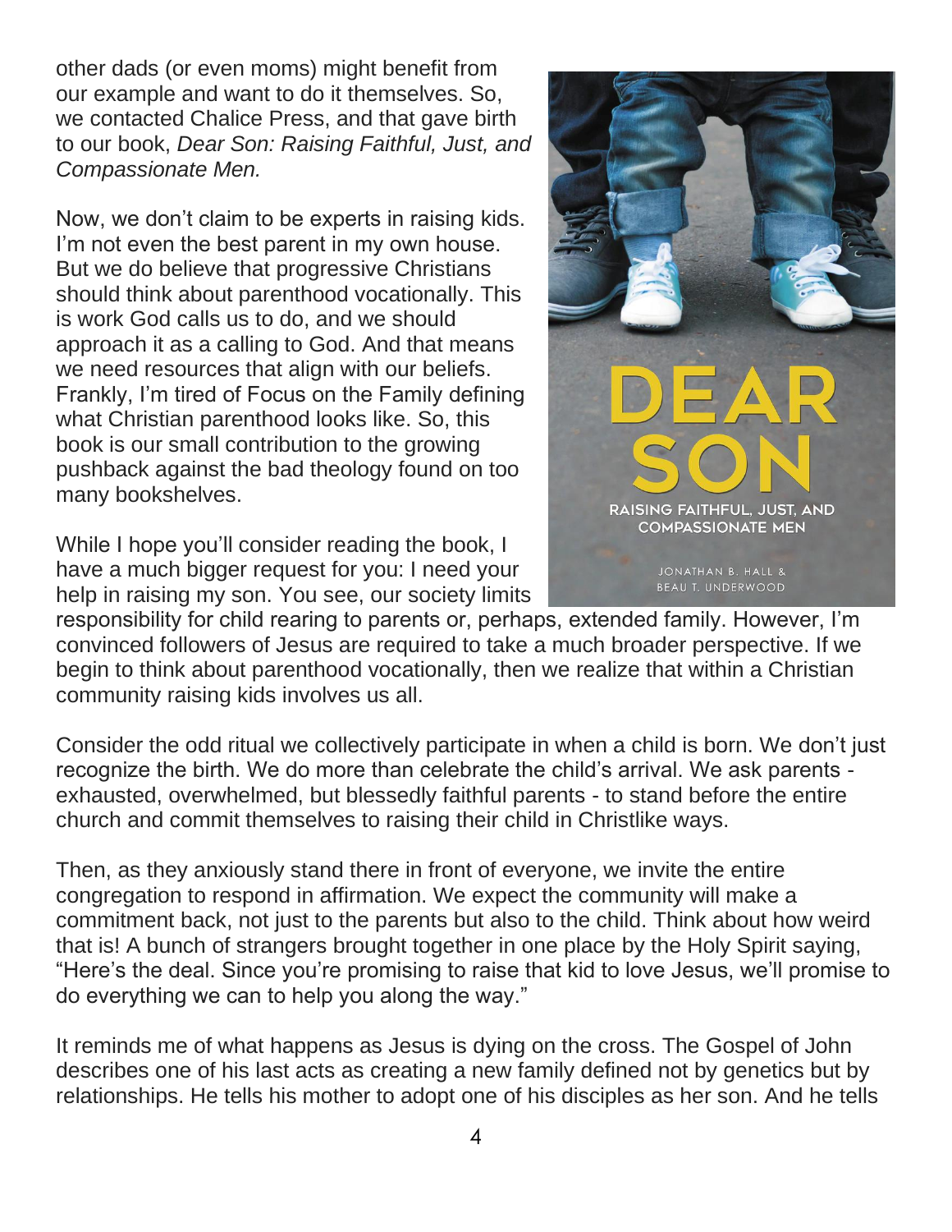other dads (or even moms) might benefit from our example and want to do it themselves. So, we contacted Chalice Press, and that gave birth to our book, *Dear Son: Raising Faithful, Just, and Compassionate Men.*

Now, we don't claim to be experts in raising kids. I'm not even the best parent in my own house. But we do believe that progressive Christians should think about parenthood vocationally. This is work God calls us to do, and we should approach it as a calling to God. And that means we need resources that align with our beliefs. Frankly, I'm tired of Focus on the Family defining what Christian parenthood looks like. So, this book is our small contribution to the growing pushback against the bad theology found on too many bookshelves.

While I hope you'll consider reading the book, I have a much bigger request for you: I need your help in raising my son. You see, our society limits responsibility for child rearing to parents or, perhaps, extended family. However, I'm convinced followers of Jesus are required to take a much broader perspective. If we begin to think about parenthood vocationally, then we realize that within a Christian community raising kids involves us all.

Consider the odd ritual we collectively participate in when a child is born. We don't just recognize the birth. We do more than celebrate the child's arrival. We ask parents - exhausted, overwhelmed, but blessedly faithful parents - to stand before the entire church and commit themselves to raising their child in Christlike ways.

Then, as they anxiously stand there in front of everyone, we invite the entire congregation to respond in affirmation. We expect the community will make a commitment back, not just to the parents but also to the child. Think about how weird that is! A bunch of strangers brought together in one place by the Holy Spirit saying, "Here's the deal. Since you're promising to raise that kid to love Jesus, we'll promise to do everything we can to help you along the way."

It reminds me of what happens as Jesus is dying on the cross. The Gospel of John describes one of his last acts as creating a new family defined not by genetics but by relationships. He tells his mother to adopt one of his disciples as her son. And he tells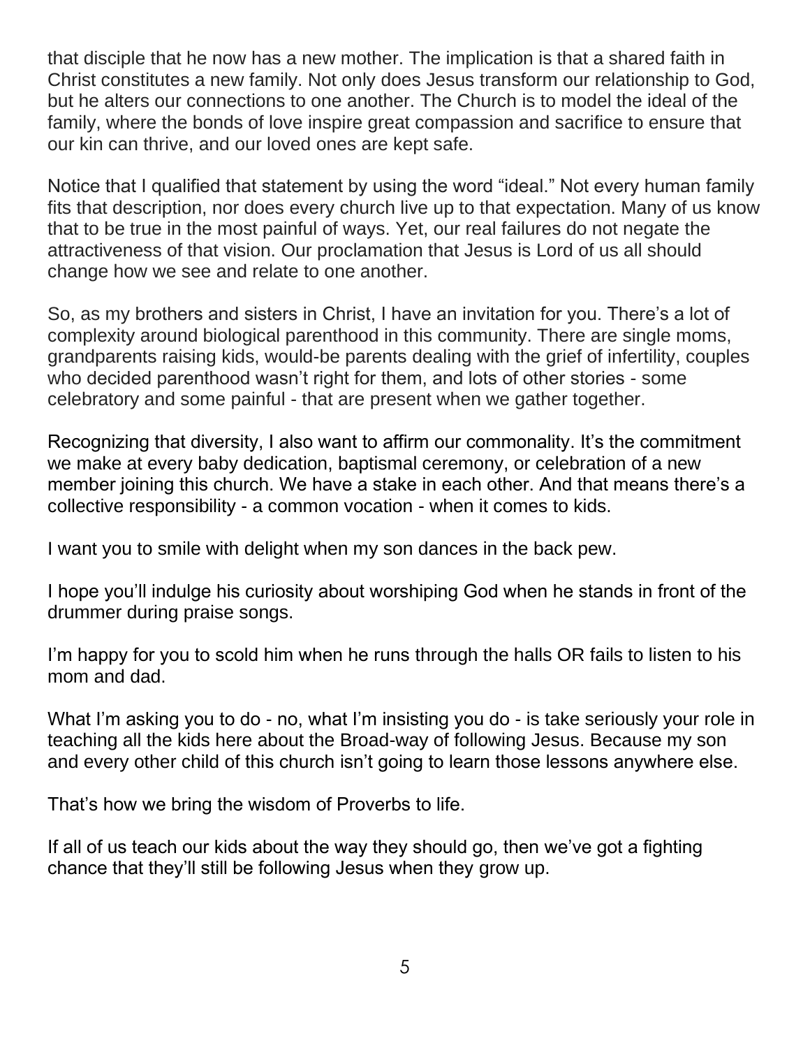that disciple that he now has a new mother. The implication is that a shared faith in Christ constitutes a new family. Not only does Jesus transform our relationship to God, but he alters our connections to one another. The Church is to model the ideal of the family, where the bonds of love inspire great compassion and sacrifice to ensure that our kin can thrive, and our loved ones are kept safe.

Notice that I qualified that statement by using the word "ideal." Not every human family fits that description, nor does every church live up to that expectation. Many of us know that to be true in the most painful of ways. Yet, our real failures do not negate the attractiveness of that vision. Our proclamation that Jesus is Lord of us all should change how we see and relate to one another.

So, as my brothers and sisters in Christ, I have an invitation for you. There's a lot of complexity around biological parenthood in this community. There are single moms, grandparents raising kids, would-be parents dealing with the grief of infertility, couples who decided parenthood wasn't right for them, and lots of other stories - some celebratory and some painful - that are present when we gather together.

Recognizing that diversity, I also want to affirm our commonality. It's the commitment we make at every baby dedication, baptismal ceremony, or celebration of a new member joining this church. We have a stake in each other. And that means there's a collective responsibility - a common vocation - when it comes to kids.

I want you to smile with delight when my son dances in the back pew.

I hope you'll indulge his curiosity about worshiping God when he stands in front of the drummer during praise songs.

I'm happy for you to scold him when he runs through the halls OR fails to listen to his mom and dad.

What I'm asking you to do - no, what I'm insisting you do - is take seriously your role in teaching all the kids here about the Broad-way of following Jesus. Because my son and every other child of this church isn't going to learn those lessons anywhere else.

That's how we bring the wisdom of Proverbs to life.

If all of us teach our kids about the way they should go, then we've got a fighting chance that they'll still be following Jesus when they grow up.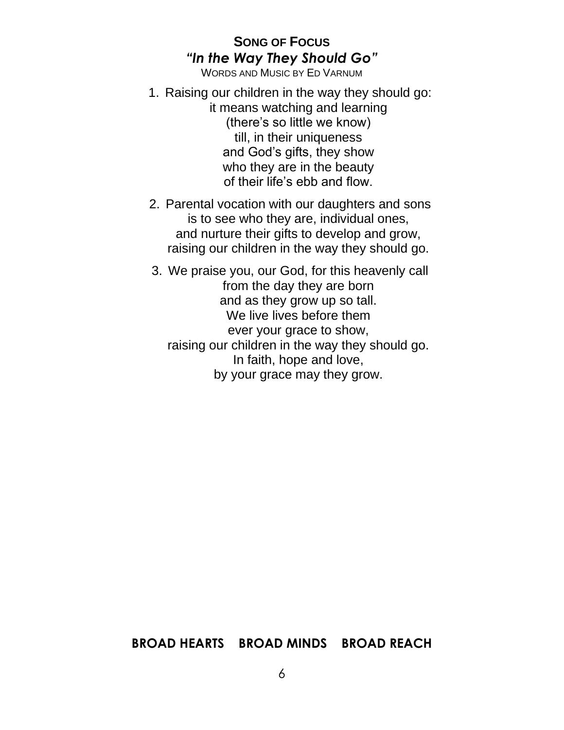## Song of Focus

### *"In the Way They Should Go"*

Words and Music by Ed Varnum

1. Raising our children in the way they should go:
   it means watching and learning
   (there's so little we know)
   till, in their uniqueness
   and God's gifts, they show
   who they are in the beauty
   of their life's ebb and flow.

2. Parental vocation with our daughters and sons
   is to see who they are, individual ones,
   and nurture their gifts to develop and grow,
   raising our children in the way they should go.

3. We praise you, our God, for this heavenly call
   from the day they are born
   and as they grow up so tall.
   We live lives before them
   ever your grace to show,
   raising our children in the way they should go.
   In faith, hope and love,
   by your grace may they grow.

**BROAD HEARTS    BROAD MINDS    BROAD REACH**